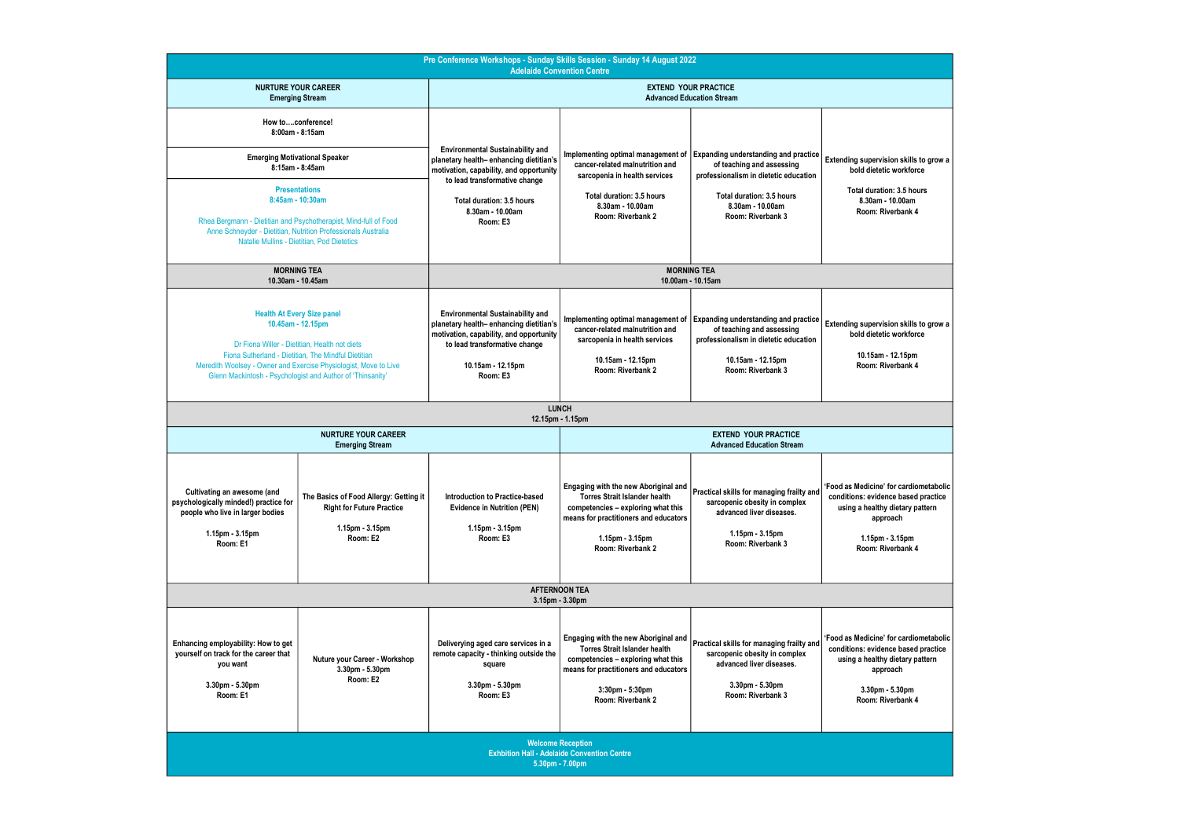**Pre Conference Workshops - Sunday Skills Session - Sunday 14 August 2022**
**Adelaide Convention Centre**

| NURTURE YOUR CAREER<br>Emerging Stream | | EXTEND YOUR PRACTICE<br>Advanced Education Stream | | | |
|---|---|---|---|---|---|
| How to….conference!<br>8:00am - 8:15am<br><br>Emerging Motivational Speaker<br>8:15am - 8:45am<br><br>Presentations<br>8:45am - 10:30am<br><br>Rhea Bergmann - Dietitian and Psychotherapist, Mind-full of Food<br>Anne Schneyder - Dietitian, Nutrition Professionals Australia<br>Natalie Mullins - Dietitian, Pod Dietetics | | Environmental Sustainability and planetary health– enhancing dietitian's motivation, capability, and opportunity to lead transformative change<br><br>Total duration: 3.5 hours<br>8.30am - 10.00am<br>Room: E3 | Implementing optimal management of cancer-related malnutrition and sarcopenia in health services<br><br>Total duration: 3.5 hours<br>8.30am - 10.00am<br>Room: Riverbank 2 | Expanding understanding and practice of teaching and assessing professionalism in dietetic education<br><br>Total duration: 3.5 hours<br>8.30am - 10.00am<br>Room: Riverbank 3 | Extending supervision skills to grow a bold dietetic workforce<br><br>Total duration: 3.5 hours<br>8.30am - 10.00am<br>Room: Riverbank 4 |
| MORNING TEA<br>10.30am - 10.45am | | MORNING TEA<br>10.00am - 10.15am | | | |
| Health At Every Size panel<br>10.45am - 12.15pm<br><br>Dr Fiona Willer - Dietitian, Health not diets<br>Fiona Sutherland - Dietitian, The Mindful Dietitian<br>Meredith Woolsey - Owner and Exercise Physiologist, Move to Live<br>Glenn Mackintosh - Psychologist and Author of 'Thinsanity' | | Environmental Sustainability and planetary health– enhancing dietitian's motivation, capability, and opportunity to lead transformative change<br><br>10.15am - 12.15pm<br>Room: E3 | Implementing optimal management of cancer-related malnutrition and sarcopenia in health services<br><br>10.15am - 12.15pm<br>Room: Riverbank 2 | Expanding understanding and practice of teaching and assessing professionalism in dietetic education<br><br>10.15am - 12.15pm<br>Room: Riverbank 3 | Extending supervision skills to grow a bold dietetic workforce<br><br>10.15am - 12.15pm<br>Room: Riverbank 4 |
| LUNCH<br>12.15pm - 1.15pm | | | | | |
| NURTURE YOUR CAREER<br>Emerging Stream | | | EXTEND YOUR PRACTICE<br>Advanced Education Stream | | |
| Cultivating an awesome (and psychologically minded!) practice for people who live in larger bodies<br><br>1.15pm - 3.15pm<br>Room: E1 | The Basics of Food Allergy: Getting it Right for Future Practice<br><br>1.15pm - 3.15pm<br>Room: E2 | Introduction to Practice-based Evidence in Nutrition (PEN)<br><br>1.15pm - 3.15pm<br>Room: E3 | Engaging with the new Aboriginal and Torres Strait Islander health competencies – exploring what this means for practitioners and educators<br><br>1.15pm - 3.15pm<br>Room: Riverbank 2 | Practical skills for managing frailty and sarcopenic obesity in complex advanced liver diseases.<br><br>1.15pm - 3.15pm<br>Room: Riverbank 3 | 'Food as Medicine' for cardiometabolic conditions: evidence based practice using a healthy dietary pattern approach<br><br>1.15pm - 3.15pm<br>Room: Riverbank 4 |
| AFTERNOON TEA<br>3.15pm - 3.30pm | | | | | |
| Enhancing employability: How to get yourself on track for the career that you want<br><br>3.30pm - 5.30pm<br>Room: E1 | Nuture your Career - Workshop<br>3.30pm - 5.30pm<br>Room: E2 | Deliverying aged care services in a remote capacity - thinking outside the square<br><br>3.30pm - 5.30pm<br>Room: E3 | Engaging with the new Aboriginal and Torres Strait Islander health competencies – exploring what this means for practitioners and educators<br><br>3:30pm - 5.30pm<br>Room: Riverbank 2 | Practical skills for managing frailty and sarcopenic obesity in complex advanced liver diseases.<br><br>3.30pm - 5.30pm<br>Room: Riverbank 3 | 'Food as Medicine' for cardiometabolic conditions: evidence based practice using a healthy dietary pattern approach<br><br>3.30pm - 5.30pm<br>Room: Riverbank 4 |

**Welcome Reception**
**Exhbition Hall - Adelaide Convention Centre**
**5.30pm - 7.00pm**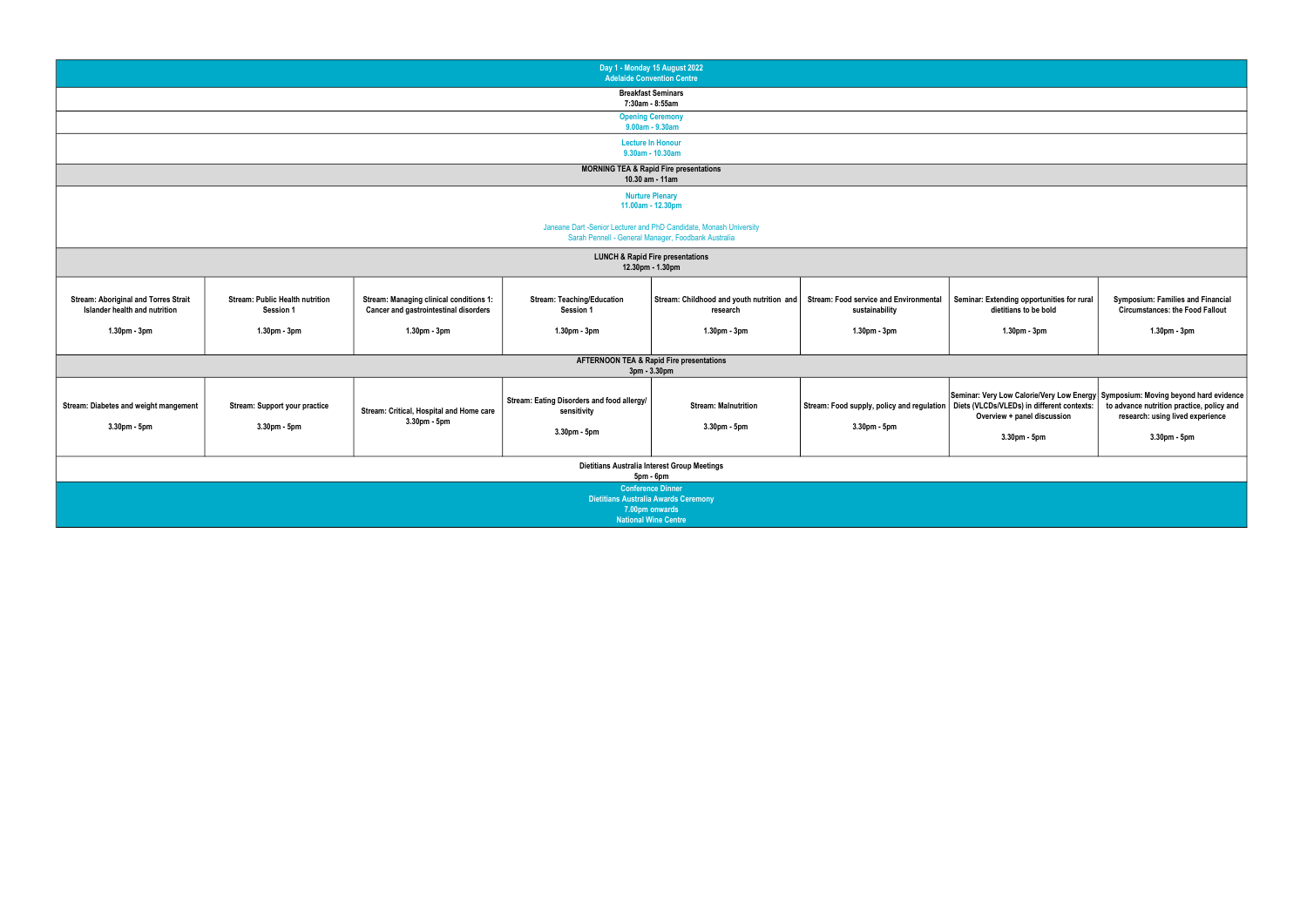| Day 1 - Monday 15 August 2022<br>Adelaide Convention Centre | | | | | | | |
|---|---|---|---|---|---|---|---|
| Breakfast Seminars<br>7:30am - 8:55am | | | | | | | |
| Opening Ceremony<br>9.00am - 9.30am | | | | | | | |
| Lecture In Honour<br>9.30am - 10.30am | | | | | | | |
| MORNING TEA & Rapid Fire presentations<br>10.30 am - 11am | | | | | | | |
| Nurture Plenary<br>11.00am - 12.30pm<br><br>Janeane Dart -Senior Lecturer and PhD Candidate, Monash University<br>Sarah Pennell - General Manager, Foodbank Australia | | | | | | | |
| LUNCH & Rapid Fire presentations<br>12.30pm - 1.30pm | | | | | | | |
| Stream: Aboriginal and Torres Strait Islander health and nutrition<br><br>1.30pm - 3pm | Stream: Public Health nutrition Session 1<br><br>1.30pm - 3pm | Stream: Managing clinical conditions 1: Cancer and gastrointestinal disorders<br><br>1.30pm - 3pm | Stream: Teaching/Education Session 1<br><br>1.30pm - 3pm | Stream: Childhood and youth nutrition and research<br><br>1.30pm - 3pm | Stream: Food service and Environmental sustainability<br><br>1.30pm - 3pm | Seminar: Extending opportunities for rural dietitians to be bold<br><br>1.30pm - 3pm | Symposium: Families and Financial Circumstances: the Food Fallout<br><br>1.30pm - 3pm |
| AFTERNOON TEA & Rapid Fire presentations<br>3pm - 3.30pm | | | | | | | |
| Stream: Diabetes and weight mangement<br><br>3.30pm - 5pm | Stream: Support your practice<br><br>3.30pm - 5pm | Stream: Critical, Hospital and Home care<br>3.30pm - 5pm | Stream: Eating Disorders and food allergy/ sensitivity<br><br>3.30pm - 5pm | Stream: Malnutrition<br><br>3.30pm - 5pm | Stream: Food supply, policy and regulation<br><br>3.30pm - 5pm | Seminar: Very Low Calorie/Very Low Energy Diets (VLCDs/VLEDs) in different contexts: Overview + panel discussion<br><br>3.30pm - 5pm | Symposium: Moving beyond hard evidence to advance nutrition practice, policy and research: using lived experience<br><br>3.30pm - 5pm |
| Dietitians Australia Interest Group Meetings<br>5pm - 6pm | | | | | | | |
| Conference Dinner<br>Dietitians Australia Awards Ceremony<br>7.00pm onwards<br>National Wine Centre | | | | | | | |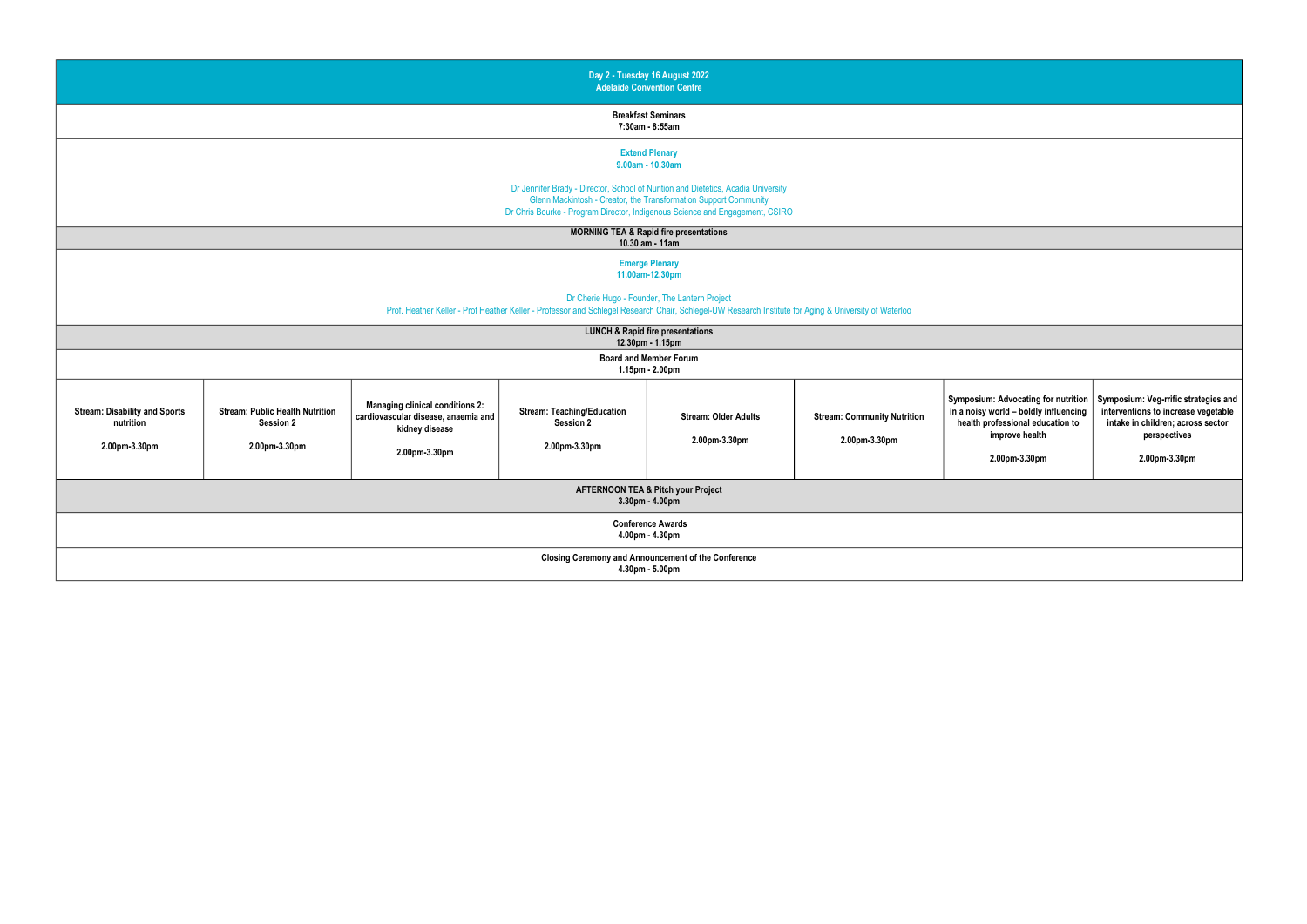**Day 2 - Tuesday 16 August 2022**
**Adelaide Convention Centre**

**Breakfast Seminars**
**7:30am - 8:55am**

**Extend Plenary**
**9.00am - 10.30am**

Dr Jennifer Brady - Director, School of Nurition and Dietetics, Acadia University
Glenn Mackintosh - Creator, the Transformation Support Community
Dr Chris Bourke - Program Director, Indigenous Science and Engagement, CSIRO

**MORNING TEA & Rapid fire presentations**
**10.30 am - 11am**

**Emerge Plenary**
**11.00am-12.30pm**

Dr Cherie Hugo - Founder, The Lantern Project
Prof. Heather Keller - Prof Heather Keller - Professor and Schlegel Research Chair, Schlegel-UW Research Institute for Aging & University of Waterloo

**LUNCH & Rapid fire presentations**
**12.30pm - 1.15pm**

**Board and Member Forum**
**1.15pm - 2.00pm**

| | | | | | | | |
|---|---|---|---|---|---|---|---|
| **Stream: Disability and Sports nutrition**<br><br>**2.00pm-3.30pm** | **Stream: Public Health Nutrition Session 2**<br><br>**2.00pm-3.30pm** | **Managing clinical conditions 2: cardiovascular disease, anaemia and kidney disease**<br><br>**2.00pm-3.30pm** | **Stream: Teaching/Education Session 2**<br><br>**2.00pm-3.30pm** | **Stream: Older Adults**<br><br>**2.00pm-3.30pm** | **Stream: Community Nutrition**<br><br>**2.00pm-3.30pm** | **Symposium: Advocating for nutrition in a noisy world – boldly influencing health professional education to improve health**<br><br>**2.00pm-3.30pm** | **Symposium: Veg-rrific strategies and interventions to increase vegetable intake in children; across sector perspectives**<br><br>**2.00pm-3.30pm** |

**AFTERNOON TEA & Pitch your Project**
**3.30pm - 4.00pm**

**Conference Awards**
**4.00pm - 4.30pm**

**Closing Ceremony and Announcement of the Conference**
**4.30pm - 5.00pm**